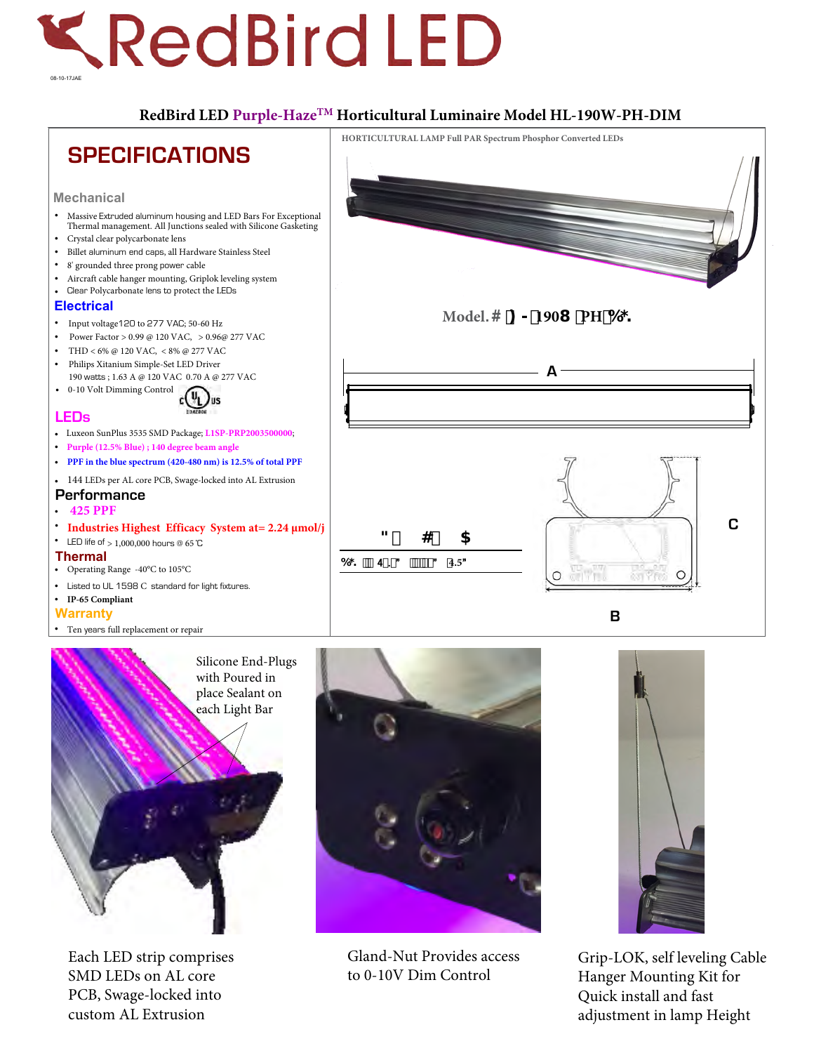# RedBird LED

08-10-17JAE

## RedBird LED Purple-Haze™ Horticultural Luminaire Model HL-190W-PH-DIM

HORTICULTURAL LAMP Full PAR Spectrum Phosphor Converted LEDs

# SPECIFICATIONS

### Mechanical

- Massive Extruded aluminum housing and LED Bars For Exceptional Thermal management. All Junctions sealed with Silicone Gasketing
- Crystal clear polycarbonate lens
- Billet aluminum end caps, all Hardware Stainless Steel
- 8' grounded three prong power cable
- Aircraft cable hanger mounting, Griplok leveling system
- Clear Polycarbonate lens to protect the LEDs

### Electrical

- Input voltage120 to 277 VAC; 50-60 Hz
- Power Factor > 0.99 @ 120 VAC, > 0.96@ 277 VAC
- THD < 6% @ 120 VAC, < 8% @ 277 VAC
- Philips Xitanium Simple-Set LED Driver 190 watts ; 1.63 A @ 120 VAC 0.70 A @ 277 VAC
- 0-10 Volt Dimming Control

### LEDs

- Luxeon SunPlus 3535 SMD Package; L1SP-PRP2003500000;
- Purple (12.5% Blue) ; 140 degree beam angle
- PPF in the blue spectrum (420-480 nm) is 12.5% of total PPF
- 144 LEDs per AL core PCB, Swage-locked into AL Extrusion

### Performance

- 425 PPF
- Industries Highest Efficacy System at= 2.24 µmol/j
- LED life of > 1,000,000 hours @ 65 ℃

### Thermal

- Operating Range -40°C to 105°C
- Listed to UL 1598 C standard for light fixtures.
- IP-65 Compliant

### Warranty

- Ten years full replacement or repair

Model. # HL-190W-PH-DIM

| A | B | C |
|---|---|---|
| 48.0" | 8.0" | 4.5" |

Silicone End-Plugs with Poured in place Sealant on each Light Bar

Each LED strip comprises SMD LEDs on AL core PCB, Swage-locked into custom AL Extrusion

Gland-Nut Provides access to 0-10V Dim Control

Grip-LOK, self leveling Cable Hanger Mounting Kit for Quick install and fast adjustment in lamp Height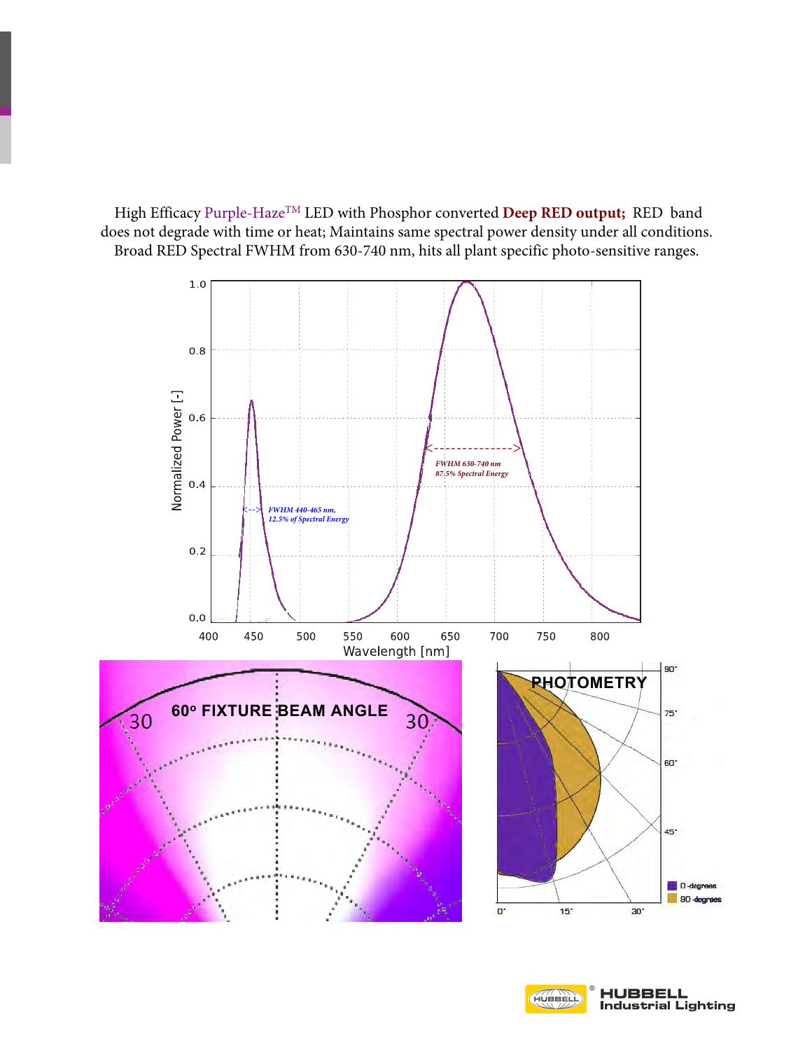High Efficacy Purple-Haze™ LED with Phosphor converted **Deep RED output;** RED band does not degrade with time or heat; Maintains same spectral power density under all conditions. Broad RED Spectral FWHM from 630-740 nm, hits all plant specific photo-sensitive ranges.

Normalized Power [-]

1.0
0.8
0.6
0.4
0.2
0.0

400 450 500 550 600 650 700 750 800

Wavelength [nm]

*FWHM 440-465 nm, 12.5% of Spectral Energy*

*FWHM 630-740 nm 87.5% Spectral Energy*

60° FIXTURE BEAM ANGLE

30 30

PHOTOMETRY

90° 75° 60° 45°

0° 15° 30°

0-degrees

90-degrees